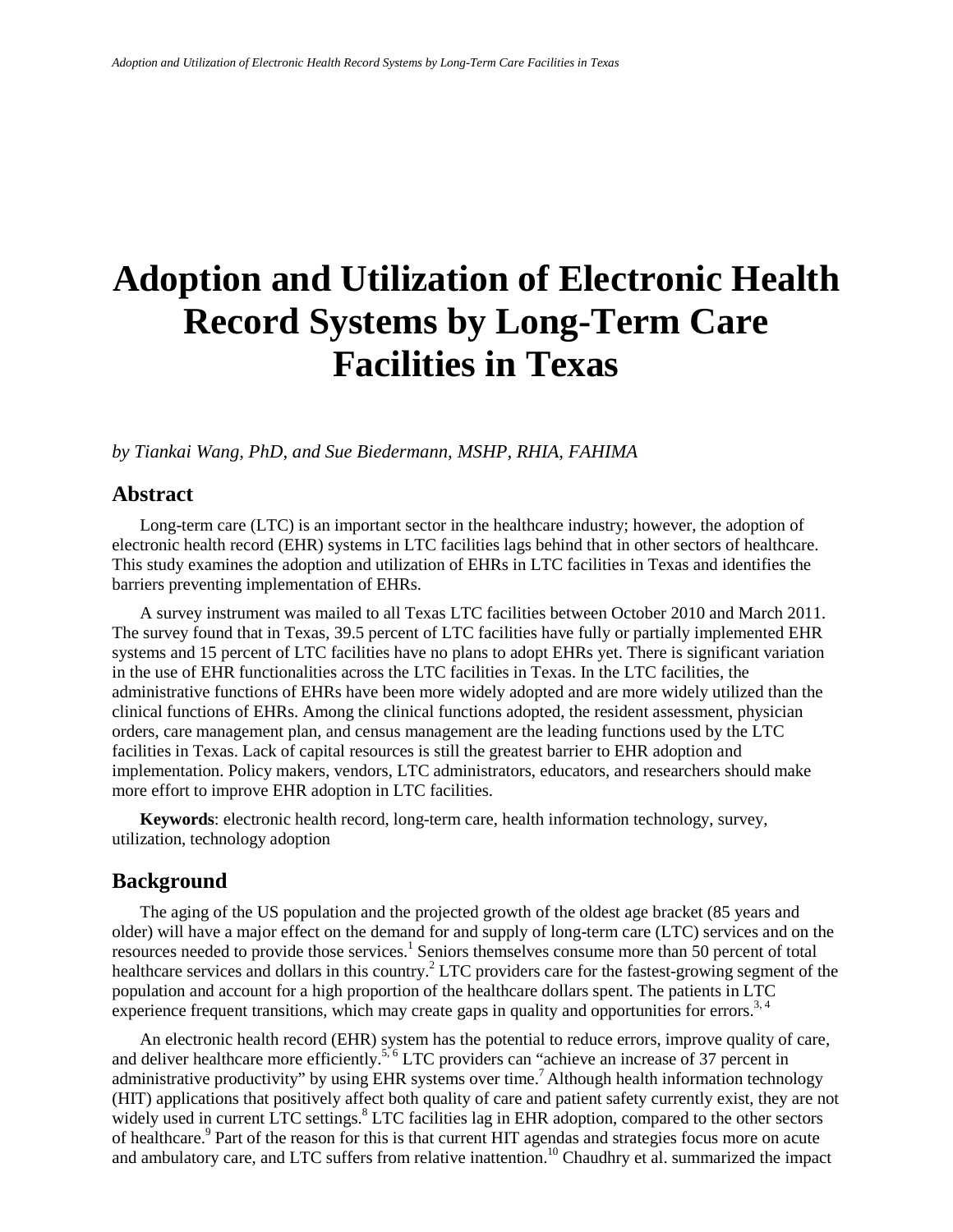# Adoption and Utilization of Electronic Health Record Systems by Long-Term Care Facilities in Texas

*by Tiankai Wang, PhD, and Sue Biedermann, MSHP, RHIA, FAHIMA*

## Abstract

Long-term care (LTC) is an important sector in the healthcare industry; however, the adoption of electronic health record (EHR) systems in LTC facilities lags behind that in other sectors of healthcare. This study examines the adoption and utilization of EHRs in LTC facilities in Texas and identifies the barriers preventing implementation of EHRs.

A survey instrument was mailed to all Texas LTC facilities between October 2010 and March 2011. The survey found that in Texas, 39.5 percent of LTC facilities have fully or partially implemented EHR systems and 15 percent of LTC facilities have no plans to adopt EHRs yet. There is significant variation in the use of EHR functionalities across the LTC facilities in Texas. In the LTC facilities, the administrative functions of EHRs have been more widely adopted and are more widely utilized than the clinical functions of EHRs. Among the clinical functions adopted, the resident assessment, physician orders, care management plan, and census management are the leading functions used by the LTC facilities in Texas. Lack of capital resources is still the greatest barrier to EHR adoption and implementation. Policy makers, vendors, LTC administrators, educators, and researchers should make more effort to improve EHR adoption in LTC facilities.

**Keywords**: electronic health record, long-term care, health information technology, survey, utilization, technology adoption

## Background

The aging of the US population and the projected growth of the oldest age bracket (85 years and older) will have a major effect on the demand for and supply of long-term care (LTC) services and on the resources needed to provide those services.[1] Seniors themselves consume more than 50 percent of total healthcare services and dollars in this country.[2] LTC providers care for the fastest-growing segment of the population and account for a high proportion of the healthcare dollars spent. The patients in LTC experience frequent transitions, which may create gaps in quality and opportunities for errors.[3, 4]

An electronic health record (EHR) system has the potential to reduce errors, improve quality of care, and deliver healthcare more efficiently.[5, 6] LTC providers can "achieve an increase of 37 percent in administrative productivity" by using EHR systems over time.[7] Although health information technology (HIT) applications that positively affect both quality of care and patient safety currently exist, they are not widely used in current LTC settings.[8] LTC facilities lag in EHR adoption, compared to the other sectors of healthcare.[9] Part of the reason for this is that current HIT agendas and strategies focus more on acute and ambulatory care, and LTC suffers from relative inattention.[10] Chaudhry et al. summarized the impact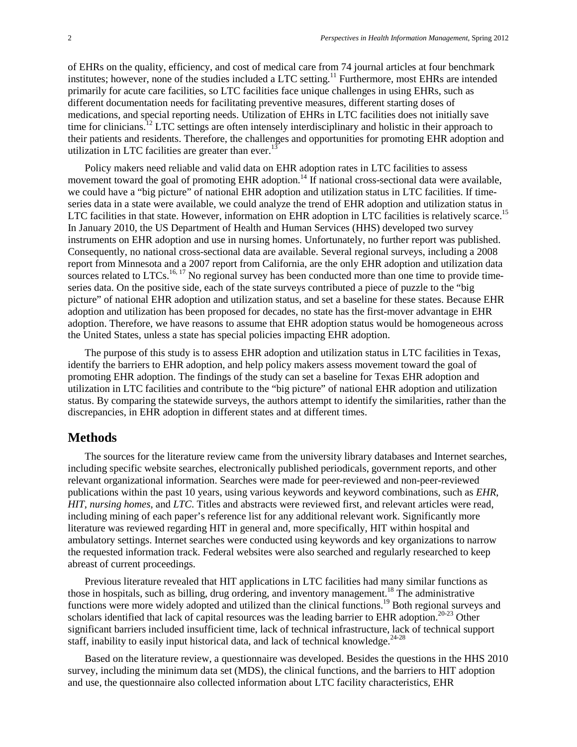of EHRs on the quality, efficiency, and cost of medical care from 74 journal articles at four benchmark institutes; however, none of the studies included a LTC setting.[11] Furthermore, most EHRs are intended primarily for acute care facilities, so LTC facilities face unique challenges in using EHRs, such as different documentation needs for facilitating preventive measures, different starting doses of medications, and special reporting needs. Utilization of EHRs in LTC facilities does not initially save time for clinicians.[12] LTC settings are often intensely interdisciplinary and holistic in their approach to their patients and residents. Therefore, the challenges and opportunities for promoting EHR adoption and utilization in LTC facilities are greater than ever.[13]

Policy makers need reliable and valid data on EHR adoption rates in LTC facilities to assess movement toward the goal of promoting EHR adoption.[14] If national cross-sectional data were available, we could have a "big picture" of national EHR adoption and utilization status in LTC facilities. If time-series data in a state were available, we could analyze the trend of EHR adoption and utilization status in LTC facilities in that state. However, information on EHR adoption in LTC facilities is relatively scarce.[15] In January 2010, the US Department of Health and Human Services (HHS) developed two survey instruments on EHR adoption and use in nursing homes. Unfortunately, no further report was published. Consequently, no national cross-sectional data are available. Several regional surveys, including a 2008 report from Minnesota and a 2007 report from California, are the only EHR adoption and utilization data sources related to LTCs.[16, 17] No regional survey has been conducted more than one time to provide time-series data. On the positive side, each of the state surveys contributed a piece of puzzle to the "big picture" of national EHR adoption and utilization status, and set a baseline for these states. Because EHR adoption and utilization has been proposed for decades, no state has the first-mover advantage in EHR adoption. Therefore, we have reasons to assume that EHR adoption status would be homogeneous across the United States, unless a state has special policies impacting EHR adoption.

The purpose of this study is to assess EHR adoption and utilization status in LTC facilities in Texas, identify the barriers to EHR adoption, and help policy makers assess movement toward the goal of promoting EHR adoption. The findings of the study can set a baseline for Texas EHR adoption and utilization in LTC facilities and contribute to the "big picture" of national EHR adoption and utilization status. By comparing the statewide surveys, the authors attempt to identify the similarities, rather than the discrepancies, in EHR adoption in different states and at different times.

## Methods

The sources for the literature review came from the university library databases and Internet searches, including specific website searches, electronically published periodicals, government reports, and other relevant organizational information. Searches were made for peer-reviewed and non-peer-reviewed publications within the past 10 years, using various keywords and keyword combinations, such as *EHR*, *HIT*, *nursing homes*, and *LTC*. Titles and abstracts were reviewed first, and relevant articles were read, including mining of each paper's reference list for any additional relevant work. Significantly more literature was reviewed regarding HIT in general and, more specifically, HIT within hospital and ambulatory settings. Internet searches were conducted using keywords and key organizations to narrow the requested information track. Federal websites were also searched and regularly researched to keep abreast of current proceedings.

Previous literature revealed that HIT applications in LTC facilities had many similar functions as those in hospitals, such as billing, drug ordering, and inventory management.[18] The administrative functions were more widely adopted and utilized than the clinical functions.[19] Both regional surveys and scholars identified that lack of capital resources was the leading barrier to EHR adoption.[20-23] Other significant barriers included insufficient time, lack of technical infrastructure, lack of technical support staff, inability to easily input historical data, and lack of technical knowledge.[24-28]

Based on the literature review, a questionnaire was developed. Besides the questions in the HHS 2010 survey, including the minimum data set (MDS), the clinical functions, and the barriers to HIT adoption and use, the questionnaire also collected information about LTC facility characteristics, EHR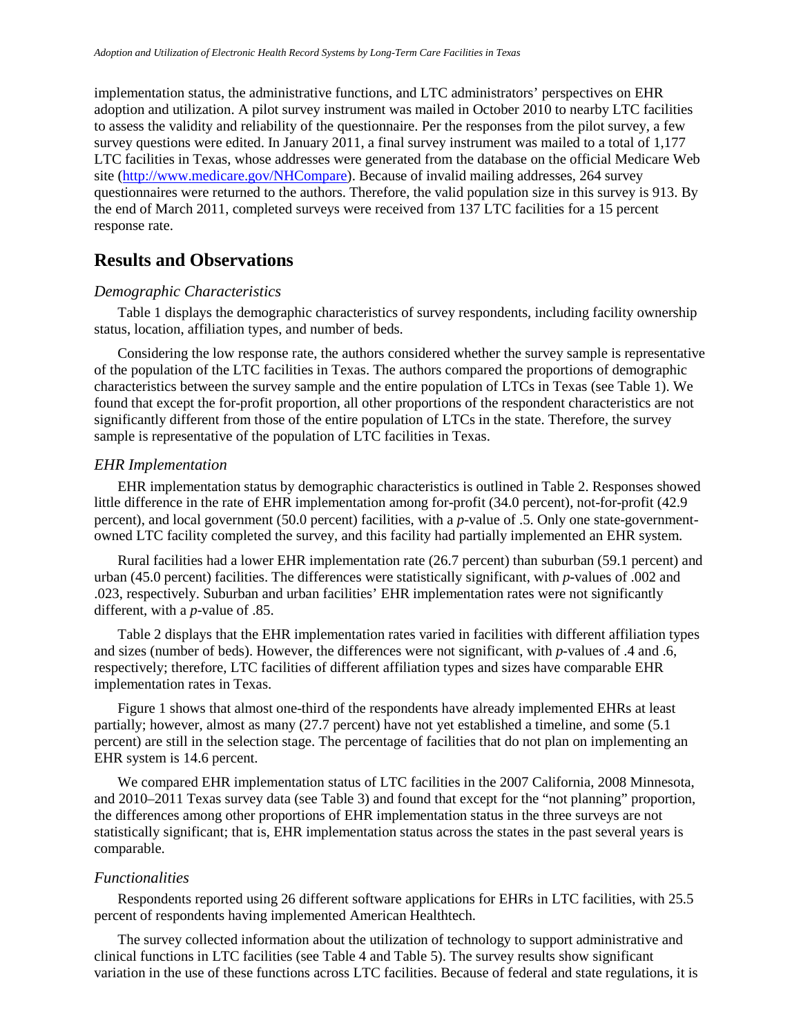implementation status, the administrative functions, and LTC administrators' perspectives on EHR adoption and utilization. A pilot survey instrument was mailed in October 2010 to nearby LTC facilities to assess the validity and reliability of the questionnaire. Per the responses from the pilot survey, a few survey questions were edited. In January 2011, a final survey instrument was mailed to a total of 1,177 LTC facilities in Texas, whose addresses were generated from the database on the official Medicare Web site (http://www.medicare.gov/NHCompare). Because of invalid mailing addresses, 264 survey questionnaires were returned to the authors. Therefore, the valid population size in this survey is 913. By the end of March 2011, completed surveys were received from 137 LTC facilities for a 15 percent response rate.

## Results and Observations

### *Demographic Characteristics*

Table 1 displays the demographic characteristics of survey respondents, including facility ownership status, location, affiliation types, and number of beds.

Considering the low response rate, the authors considered whether the survey sample is representative of the population of the LTC facilities in Texas. The authors compared the proportions of demographic characteristics between the survey sample and the entire population of LTCs in Texas (see Table 1). We found that except the for-profit proportion, all other proportions of the respondent characteristics are not significantly different from those of the entire population of LTCs in the state. Therefore, the survey sample is representative of the population of LTC facilities in Texas.

### *EHR Implementation*

EHR implementation status by demographic characteristics is outlined in Table 2. Responses showed little difference in the rate of EHR implementation among for-profit (34.0 percent), not-for-profit (42.9 percent), and local government (50.0 percent) facilities, with a *p*-value of .5. Only one state-government-owned LTC facility completed the survey, and this facility had partially implemented an EHR system.

Rural facilities had a lower EHR implementation rate (26.7 percent) than suburban (59.1 percent) and urban (45.0 percent) facilities. The differences were statistically significant, with *p*-values of .002 and .023, respectively. Suburban and urban facilities' EHR implementation rates were not significantly different, with a *p*-value of .85.

Table 2 displays that the EHR implementation rates varied in facilities with different affiliation types and sizes (number of beds). However, the differences were not significant, with *p*-values of .4 and .6, respectively; therefore, LTC facilities of different affiliation types and sizes have comparable EHR implementation rates in Texas.

Figure 1 shows that almost one-third of the respondents have already implemented EHRs at least partially; however, almost as many (27.7 percent) have not yet established a timeline, and some (5.1 percent) are still in the selection stage. The percentage of facilities that do not plan on implementing an EHR system is 14.6 percent.

We compared EHR implementation status of LTC facilities in the 2007 California, 2008 Minnesota, and 2010–2011 Texas survey data (see Table 3) and found that except for the "not planning" proportion, the differences among other proportions of EHR implementation status in the three surveys are not statistically significant; that is, EHR implementation status across the states in the past several years is comparable.

### *Functionalities*

Respondents reported using 26 different software applications for EHRs in LTC facilities, with 25.5 percent of respondents having implemented American Healthtech.

The survey collected information about the utilization of technology to support administrative and clinical functions in LTC facilities (see Table 4 and Table 5). The survey results show significant variation in the use of these functions across LTC facilities. Because of federal and state regulations, it is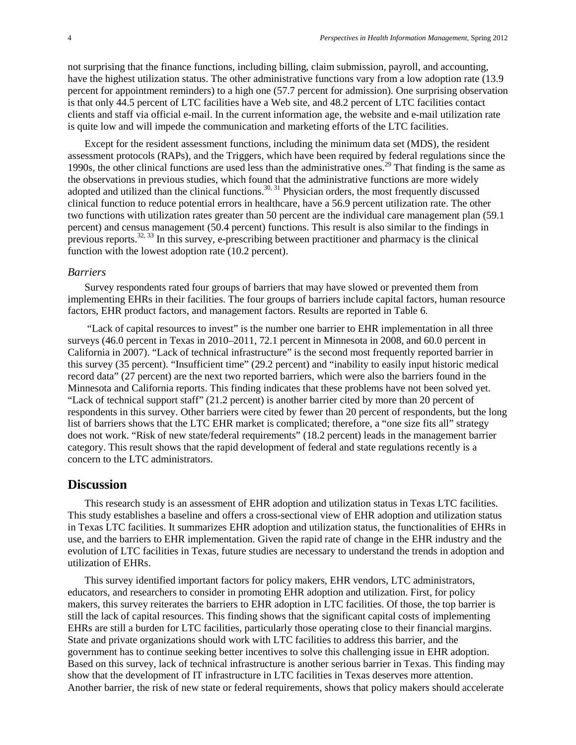not surprising that the finance functions, including billing, claim submission, payroll, and accounting, have the highest utilization status. The other administrative functions vary from a low adoption rate (13.9 percent for appointment reminders) to a high one (57.7 percent for admission). One surprising observation is that only 44.5 percent of LTC facilities have a Web site, and 48.2 percent of LTC facilities contact clients and staff via official e-mail. In the current information age, the website and e-mail utilization rate is quite low and will impede the communication and marketing efforts of the LTC facilities.

Except for the resident assessment functions, including the minimum data set (MDS), the resident assessment protocols (RAPs), and the Triggers, which have been required by federal regulations since the 1990s, the other clinical functions are used less than the administrative ones.[29] That finding is the same as the observations in previous studies, which found that the administrative functions are more widely adopted and utilized than the clinical functions.[30, 31] Physician orders, the most frequently discussed clinical function to reduce potential errors in healthcare, have a 56.9 percent utilization rate. The other two functions with utilization rates greater than 50 percent are the individual care management plan (59.1 percent) and census management (50.4 percent) functions. This result is also similar to the findings in previous reports.[32, 33] In this survey, e-prescribing between practitioner and pharmacy is the clinical function with the lowest adoption rate (10.2 percent).

### *Barriers*

Survey respondents rated four groups of barriers that may have slowed or prevented them from implementing EHRs in their facilities. The four groups of barriers include capital factors, human resource factors, EHR product factors, and management factors. Results are reported in Table 6.

"Lack of capital resources to invest" is the number one barrier to EHR implementation in all three surveys (46.0 percent in Texas in 2010–2011, 72.1 percent in Minnesota in 2008, and 60.0 percent in California in 2007). "Lack of technical infrastructure" is the second most frequently reported barrier in this survey (35 percent). "Insufficient time" (29.2 percent) and "inability to easily input historic medical record data" (27 percent) are the next two reported barriers, which were also the barriers found in the Minnesota and California reports. This finding indicates that these problems have not been solved yet. "Lack of technical support staff" (21.2 percent) is another barrier cited by more than 20 percent of respondents in this survey. Other barriers were cited by fewer than 20 percent of respondents, but the long list of barriers shows that the LTC EHR market is complicated; therefore, a "one size fits all" strategy does not work. "Risk of new state/federal requirements" (18.2 percent) leads in the management barrier category. This result shows that the rapid development of federal and state regulations recently is a concern to the LTC administrators.

## Discussion

This research study is an assessment of EHR adoption and utilization status in Texas LTC facilities. This study establishes a baseline and offers a cross-sectional view of EHR adoption and utilization status in Texas LTC facilities. It summarizes EHR adoption and utilization status, the functionalities of EHRs in use, and the barriers to EHR implementation. Given the rapid rate of change in the EHR industry and the evolution of LTC facilities in Texas, future studies are necessary to understand the trends in adoption and utilization of EHRs.

This survey identified important factors for policy makers, EHR vendors, LTC administrators, educators, and researchers to consider in promoting EHR adoption and utilization. First, for policy makers, this survey reiterates the barriers to EHR adoption in LTC facilities. Of those, the top barrier is still the lack of capital resources. This finding shows that the significant capital costs of implementing EHRs are still a burden for LTC facilities, particularly those operating close to their financial margins. State and private organizations should work with LTC facilities to address this barrier, and the government has to continue seeking better incentives to solve this challenging issue in EHR adoption. Based on this survey, lack of technical infrastructure is another serious barrier in Texas. This finding may show that the development of IT infrastructure in LTC facilities in Texas deserves more attention. Another barrier, the risk of new state or federal requirements, shows that policy makers should accelerate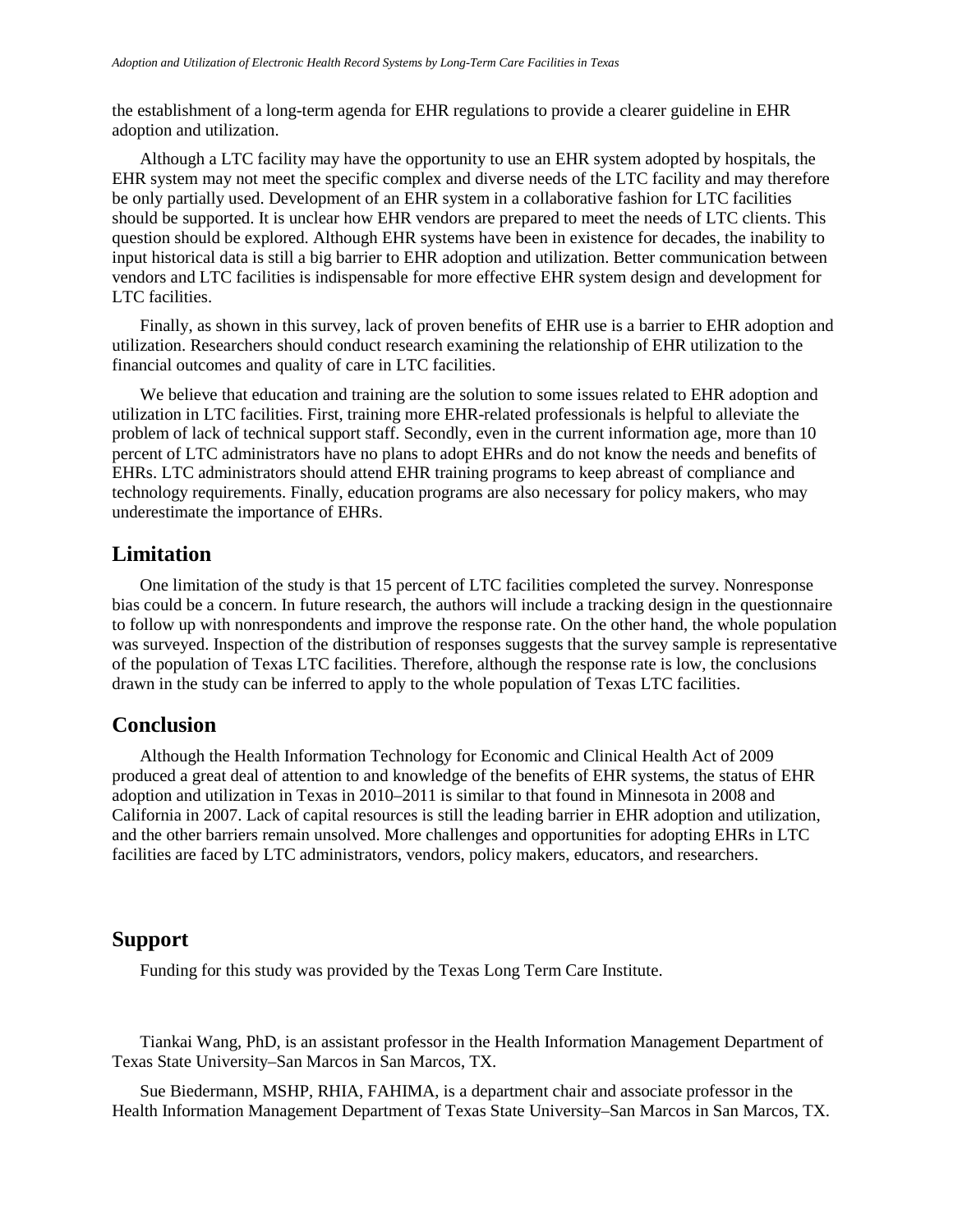the establishment of a long-term agenda for EHR regulations to provide a clearer guideline in EHR adoption and utilization.

Although a LTC facility may have the opportunity to use an EHR system adopted by hospitals, the EHR system may not meet the specific complex and diverse needs of the LTC facility and may therefore be only partially used. Development of an EHR system in a collaborative fashion for LTC facilities should be supported. It is unclear how EHR vendors are prepared to meet the needs of LTC clients. This question should be explored. Although EHR systems have been in existence for decades, the inability to input historical data is still a big barrier to EHR adoption and utilization. Better communication between vendors and LTC facilities is indispensable for more effective EHR system design and development for LTC facilities.

Finally, as shown in this survey, lack of proven benefits of EHR use is a barrier to EHR adoption and utilization. Researchers should conduct research examining the relationship of EHR utilization to the financial outcomes and quality of care in LTC facilities.

We believe that education and training are the solution to some issues related to EHR adoption and utilization in LTC facilities. First, training more EHR-related professionals is helpful to alleviate the problem of lack of technical support staff. Secondly, even in the current information age, more than 10 percent of LTC administrators have no plans to adopt EHRs and do not know the needs and benefits of EHRs. LTC administrators should attend EHR training programs to keep abreast of compliance and technology requirements. Finally, education programs are also necessary for policy makers, who may underestimate the importance of EHRs.

## Limitation

One limitation of the study is that 15 percent of LTC facilities completed the survey. Nonresponse bias could be a concern. In future research, the authors will include a tracking design in the questionnaire to follow up with nonrespondents and improve the response rate. On the other hand, the whole population was surveyed. Inspection of the distribution of responses suggests that the survey sample is representative of the population of Texas LTC facilities. Therefore, although the response rate is low, the conclusions drawn in the study can be inferred to apply to the whole population of Texas LTC facilities.

## Conclusion

Although the Health Information Technology for Economic and Clinical Health Act of 2009 produced a great deal of attention to and knowledge of the benefits of EHR systems, the status of EHR adoption and utilization in Texas in 2010–2011 is similar to that found in Minnesota in 2008 and California in 2007. Lack of capital resources is still the leading barrier in EHR adoption and utilization, and the other barriers remain unsolved. More challenges and opportunities for adopting EHRs in LTC facilities are faced by LTC administrators, vendors, policy makers, educators, and researchers.

## Support

Funding for this study was provided by the Texas Long Term Care Institute.

Tiankai Wang, PhD, is an assistant professor in the Health Information Management Department of Texas State University–San Marcos in San Marcos, TX.

Sue Biedermann, MSHP, RHIA, FAHIMA, is a department chair and associate professor in the Health Information Management Department of Texas State University–San Marcos in San Marcos, TX.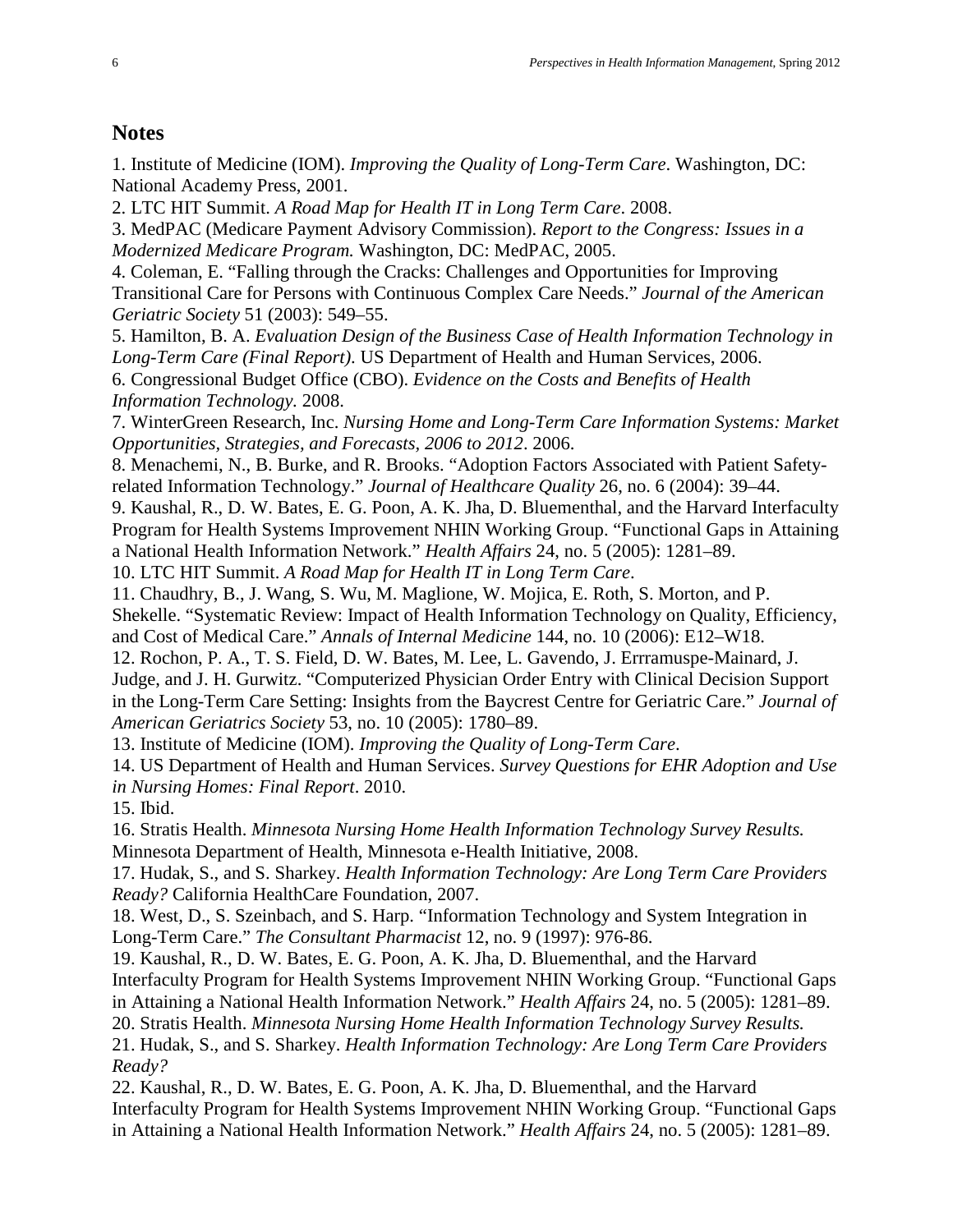## Notes

1. Institute of Medicine (IOM). *Improving the Quality of Long-Term Care*. Washington, DC: National Academy Press, 2001.
2. LTC HIT Summit. *A Road Map for Health IT in Long Term Care*. 2008.
3. MedPAC (Medicare Payment Advisory Commission). *Report to the Congress: Issues in a Modernized Medicare Program.* Washington, DC: MedPAC, 2005.
4. Coleman, E. "Falling through the Cracks: Challenges and Opportunities for Improving Transitional Care for Persons with Continuous Complex Care Needs." *Journal of the American Geriatric Society* 51 (2003): 549–55.
5. Hamilton, B. A. *Evaluation Design of the Business Case of Health Information Technology in Long-Term Care (Final Report)*. US Department of Health and Human Services, 2006.
6. Congressional Budget Office (CBO). *Evidence on the Costs and Benefits of Health Information Technology.* 2008.
7. WinterGreen Research, Inc. *Nursing Home and Long-Term Care Information Systems: Market Opportunities, Strategies, and Forecasts, 2006 to 2012*. 2006.
8. Menachemi, N., B. Burke, and R. Brooks. "Adoption Factors Associated with Patient Safety-related Information Technology." *Journal of Healthcare Quality* 26, no. 6 (2004): 39–44.
9. Kaushal, R., D. W. Bates, E. G. Poon, A. K. Jha, D. Bluementhal, and the Harvard Interfaculty Program for Health Systems Improvement NHIN Working Group. "Functional Gaps in Attaining a National Health Information Network." *Health Affairs* 24, no. 5 (2005): 1281–89.
10. LTC HIT Summit. *A Road Map for Health IT in Long Term Care*.
11. Chaudhry, B., J. Wang, S. Wu, M. Maglione, W. Mojica, E. Roth, S. Morton, and P. Shekelle. "Systematic Review: Impact of Health Information Technology on Quality, Efficiency, and Cost of Medical Care." *Annals of Internal Medicine* 144, no. 10 (2006): E12–W18.
12. Rochon, P. A., T. S. Field, D. W. Bates, M. Lee, L. Gavendo, J. Errramuspe-Mainard, J. Judge, and J. H. Gurwitz. "Computerized Physician Order Entry with Clinical Decision Support in the Long-Term Care Setting: Insights from the Baycrest Centre for Geriatric Care." *Journal of American Geriatrics Society* 53, no. 10 (2005): 1780–89.
13. Institute of Medicine (IOM). *Improving the Quality of Long-Term Care*.
14. US Department of Health and Human Services. *Survey Questions for EHR Adoption and Use in Nursing Homes: Final Report*. 2010.
15. Ibid.
16. Stratis Health. *Minnesota Nursing Home Health Information Technology Survey Results.* Minnesota Department of Health, Minnesota e-Health Initiative, 2008.
17. Hudak, S., and S. Sharkey. *Health Information Technology: Are Long Term Care Providers Ready?* California HealthCare Foundation, 2007.
18. West, D., S. Szeinbach, and S. Harp. "Information Technology and System Integration in Long-Term Care." *The Consultant Pharmacist* 12, no. 9 (1997): 976-86.
19. Kaushal, R., D. W. Bates, E. G. Poon, A. K. Jha, D. Bluementhal, and the Harvard Interfaculty Program for Health Systems Improvement NHIN Working Group. "Functional Gaps in Attaining a National Health Information Network." *Health Affairs* 24, no. 5 (2005): 1281–89.
20. Stratis Health. *Minnesota Nursing Home Health Information Technology Survey Results.*
21. Hudak, S., and S. Sharkey. *Health Information Technology: Are Long Term Care Providers Ready?*
22. Kaushal, R., D. W. Bates, E. G. Poon, A. K. Jha, D. Bluementhal, and the Harvard Interfaculty Program for Health Systems Improvement NHIN Working Group. "Functional Gaps in Attaining a National Health Information Network." *Health Affairs* 24, no. 5 (2005): 1281–89.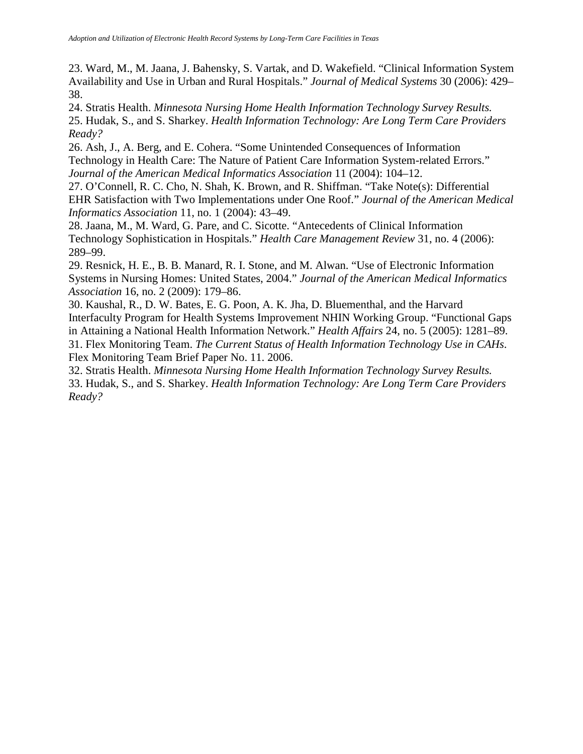23. Ward, M., M. Jaana, J. Bahensky, S. Vartak, and D. Wakefield. "Clinical Information System Availability and Use in Urban and Rural Hospitals." *Journal of Medical Systems* 30 (2006): 429–38.

24. Stratis Health. *Minnesota Nursing Home Health Information Technology Survey Results.*

25. Hudak, S., and S. Sharkey. *Health Information Technology: Are Long Term Care Providers Ready?*

26. Ash, J., A. Berg, and E. Cohera. "Some Unintended Consequences of Information Technology in Health Care: The Nature of Patient Care Information System-related Errors." *Journal of the American Medical Informatics Association* 11 (2004): 104–12.

27. O'Connell, R. C. Cho, N. Shah, K. Brown, and R. Shiffman. "Take Note(s): Differential EHR Satisfaction with Two Implementations under One Roof." *Journal of the American Medical Informatics Association* 11, no. 1 (2004): 43–49.

28. Jaana, M., M. Ward, G. Pare, and C. Sicotte. "Antecedents of Clinical Information Technology Sophistication in Hospitals." *Health Care Management Review* 31, no. 4 (2006): 289–99.

29. Resnick, H. E., B. B. Manard, R. I. Stone, and M. Alwan. "Use of Electronic Information Systems in Nursing Homes: United States, 2004." *Journal of the American Medical Informatics Association* 16, no. 2 (2009): 179–86.

30. Kaushal, R., D. W. Bates, E. G. Poon, A. K. Jha, D. Bluementhal, and the Harvard Interfaculty Program for Health Systems Improvement NHIN Working Group. "Functional Gaps in Attaining a National Health Information Network." *Health Affairs* 24, no. 5 (2005): 1281–89.

31. Flex Monitoring Team. *The Current Status of Health Information Technology Use in CAHs*. Flex Monitoring Team Brief Paper No. 11. 2006.

32. Stratis Health. *Minnesota Nursing Home Health Information Technology Survey Results.*

33. Hudak, S., and S. Sharkey. *Health Information Technology: Are Long Term Care Providers Ready?*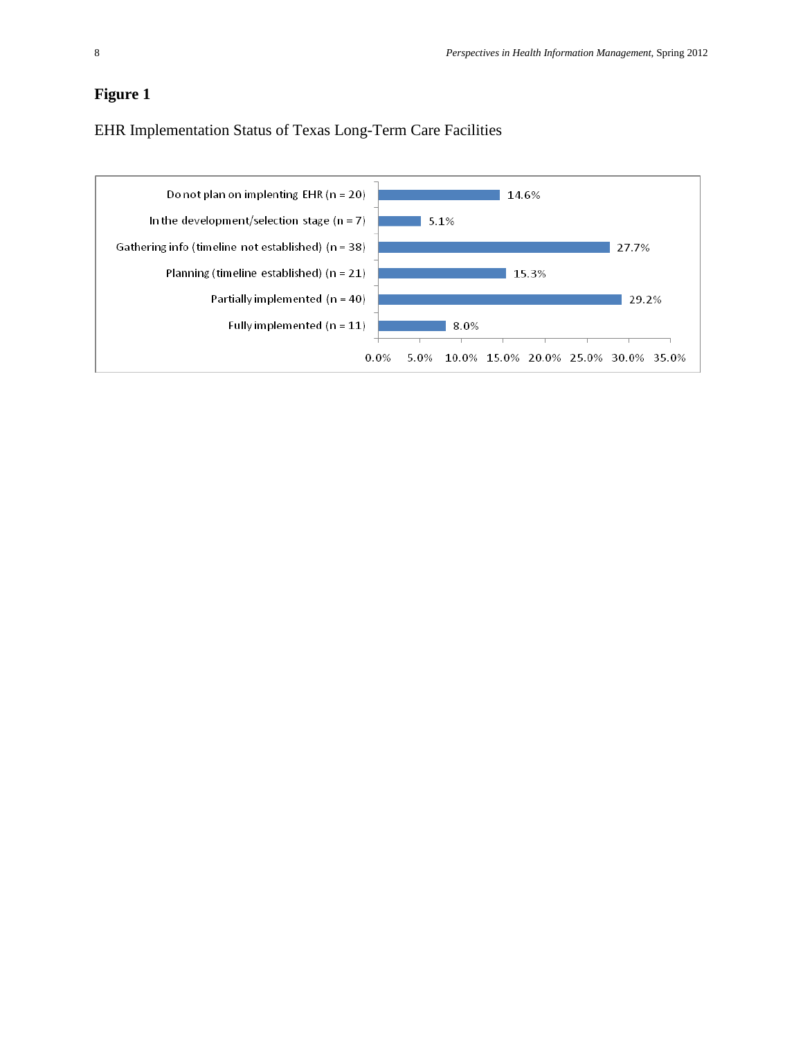## Figure 1

EHR Implementation Status of Texas Long-Term Care Facilities

| Status | Percentage |
| --- | --- |
| Do not plan on implenting EHR (n = 20) | 14.6% |
| In the development/selection stage (n = 7) | 5.1% |
| Gathering info (timeline not established) (n = 38) | 27.7% |
| Planning (timeline established) (n = 21) | 15.3% |
| Partially implemented (n = 40) | 29.2% |
| Fully implemented (n = 11) | 8.0% |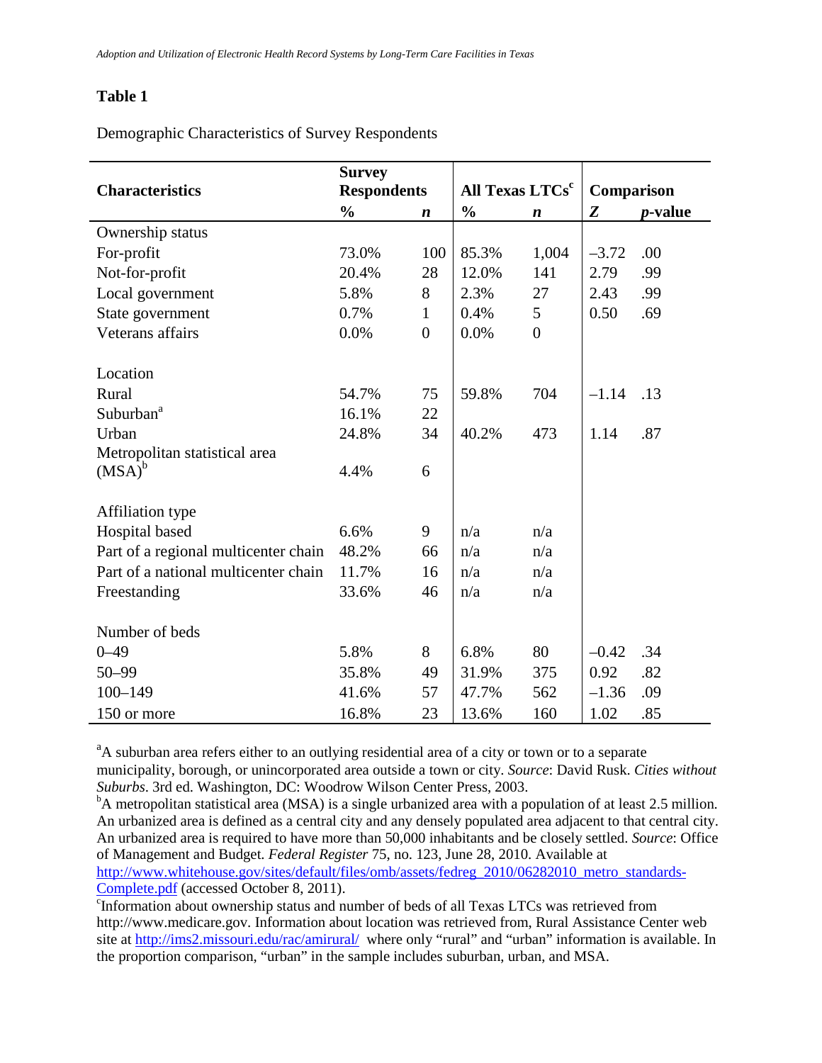**Table 1**

Demographic Characteristics of Survey Respondents

| Characteristics | Survey Respondents | | All Texas LTCs[c] | | Comparison | |
|---|---|---|---|---|---|---|
| | % | *n* | % | *n* | *Z* | *p*-value |
| Ownership status | | | | | | |
| For-profit | 73.0% | 100 | 85.3% | 1,004 | –3.72 | .00 |
| Not-for-profit | 20.4% | 28 | 12.0% | 141 | 2.79 | .99 |
| Local government | 5.8% | 8 | 2.3% | 27 | 2.43 | .99 |
| State government | 0.7% | 1 | 0.4% | 5 | 0.50 | .69 |
| Veterans affairs | 0.0% | 0 | 0.0% | 0 | | |
| Location | | | | | | |
| Rural | 54.7% | 75 | 59.8% | 704 | –1.14 | .13 |
| Suburban[a] | 16.1% | 22 | | | | |
| Urban | 24.8% | 34 | 40.2% | 473 | 1.14 | .87 |
| Metropolitan statistical area (MSA)[b] | 4.4% | 6 | | | | |
| Affiliation type | | | | | | |
| Hospital based | 6.6% | 9 | n/a | n/a | | |
| Part of a regional multicenter chain | 48.2% | 66 | n/a | n/a | | |
| Part of a national multicenter chain | 11.7% | 16 | n/a | n/a | | |
| Freestanding | 33.6% | 46 | n/a | n/a | | |
| Number of beds | | | | | | |
| 0–49 | 5.8% | 8 | 6.8% | 80 | –0.42 | .34 |
| 50–99 | 35.8% | 49 | 31.9% | 375 | 0.92 | .82 |
| 100–149 | 41.6% | 57 | 47.7% | 562 | –1.36 | .09 |
| 150 or more | 16.8% | 23 | 13.6% | 160 | 1.02 | .85 |

[a]A suburban area refers either to an outlying residential area of a city or town or to a separate municipality, borough, or unincorporated area outside a town or city. *Source*: David Rusk. *Cities without Suburbs*. 3rd ed. Washington, DC: Woodrow Wilson Center Press, 2003.
[b]A metropolitan statistical area (MSA) is a single urbanized area with a population of at least 2.5 million. An urbanized area is defined as a central city and any densely populated area adjacent to that central city. An urbanized area is required to have more than 50,000 inhabitants and be closely settled. *Source*: Office of Management and Budget. *Federal Register* 75, no. 123, June 28, 2010. Available at http://www.whitehouse.gov/sites/default/files/omb/assets/fedreg_2010/06282010_metro_standards-Complete.pdf (accessed October 8, 2011).
[c]Information about ownership status and number of beds of all Texas LTCs was retrieved from http://www.medicare.gov. Information about location was retrieved from, Rural Assistance Center web site at http://ims2.missouri.edu/rac/amirural/ where only "rural" and "urban" information is available. In the proportion comparison, "urban" in the sample includes suburban, urban, and MSA.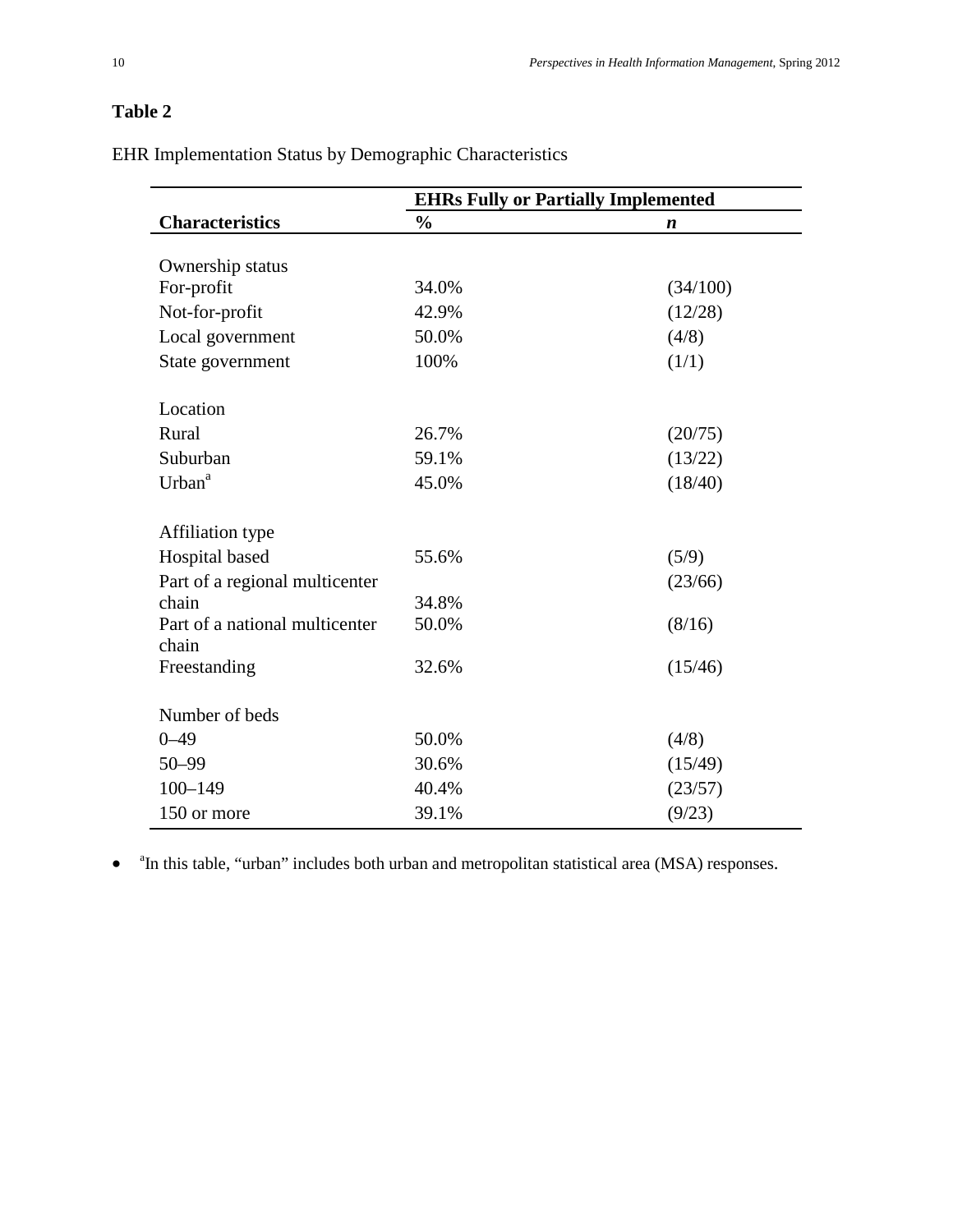**Table 2**

EHR Implementation Status by Demographic Characteristics

| | EHRs Fully or Partially Implemented | |
|---|---|---|
| **Characteristics** | **%** | ***n*** |
| Ownership status | | |
| For-profit | 34.0% | (34/100) |
| Not-for-profit | 42.9% | (12/28) |
| Local government | 50.0% | (4/8) |
| State government | 100% | (1/1) |
| Location | | |
| Rural | 26.7% | (20/75) |
| Suburban | 59.1% | (13/22) |
| Urban[a] | 45.0% | (18/40) |
| Affiliation type | | |
| Hospital based | 55.6% | (5/9) |
| Part of a regional multicenter chain | 34.8% | (23/66) |
| Part of a national multicenter chain | 50.0% | (8/16) |
| Freestanding | 32.6% | (15/46) |
| Number of beds | | |
| 0–49 | 50.0% | (4/8) |
| 50–99 | 30.6% | (15/49) |
| 100–149 | 40.4% | (23/57) |
| 150 or more | 39.1% | (9/23) |

- [a]In this table, "urban" includes both urban and metropolitan statistical area (MSA) responses.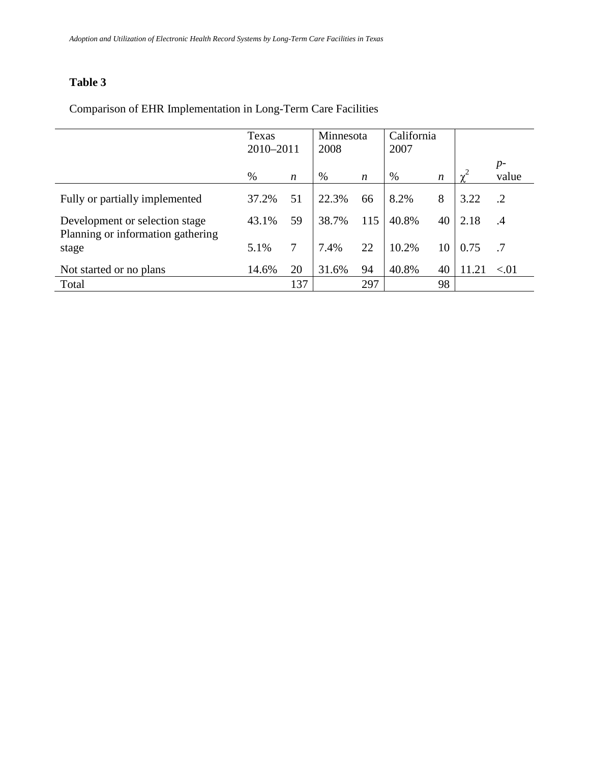**Table 3**

Comparison of EHR Implementation in Long-Term Care Facilities

| | Texas 2010–2011 | | Minnesota 2008 | | California 2007 | | | |
|---|---|---|---|---|---|---|---|---|
| | % | *n* | % | *n* | % | *n* | $\chi^2$ | *p*-value |
| Fully or partially implemented | 37.2% | 51 | 22.3% | 66 | 8.2% | 8 | 3.22 | .2 |
| Development or selection stage | 43.1% | 59 | 38.7% | 115 | 40.8% | 40 | 2.18 | .4 |
| Planning or information gathering stage | 5.1% | 7 | 7.4% | 22 | 10.2% | 10 | 0.75 | .7 |
| Not started or no plans | 14.6% | 20 | 31.6% | 94 | 40.8% | 40 | 11.21 | <.01 |
| Total | | 137 | | 297 | | 98 | | |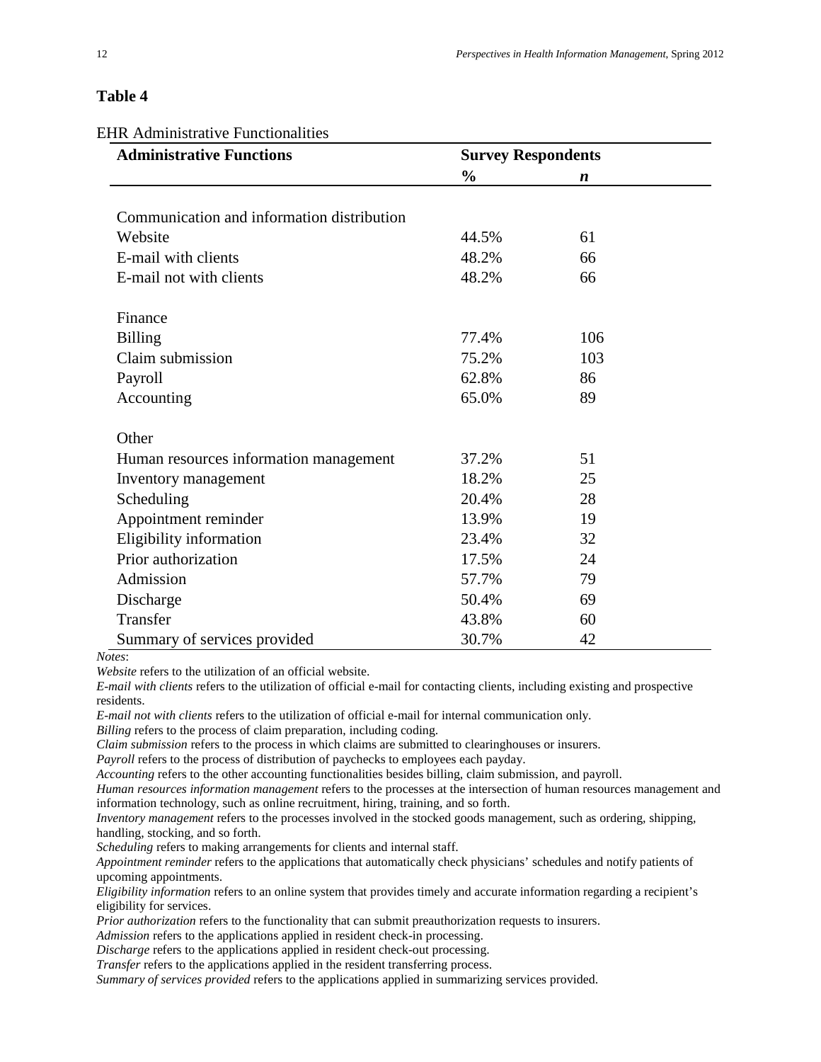## Table 4

EHR Administrative Functionalities

| Administrative Functions | Survey Respondents | |
|---|---|---|
| | **%** | ***n*** |
| Communication and information distribution | | |
| Website | 44.5% | 61 |
| E-mail with clients | 48.2% | 66 |
| E-mail not with clients | 48.2% | 66 |
| Finance | | |
| Billing | 77.4% | 106 |
| Claim submission | 75.2% | 103 |
| Payroll | 62.8% | 86 |
| Accounting | 65.0% | 89 |
| Other | | |
| Human resources information management | 37.2% | 51 |
| Inventory management | 18.2% | 25 |
| Scheduling | 20.4% | 28 |
| Appointment reminder | 13.9% | 19 |
| Eligibility information | 23.4% | 32 |
| Prior authorization | 17.5% | 24 |
| Admission | 57.7% | 79 |
| Discharge | 50.4% | 69 |
| Transfer | 43.8% | 60 |
| Summary of services provided | 30.7% | 42 |

*Notes*:

*Website* refers to the utilization of an official website.

*E-mail with clients* refers to the utilization of official e-mail for contacting clients, including existing and prospective residents.

*E-mail not with clients* refers to the utilization of official e-mail for internal communication only.

*Billing* refers to the process of claim preparation, including coding.

*Claim submission* refers to the process in which claims are submitted to clearinghouses or insurers.

*Payroll* refers to the process of distribution of paychecks to employees each payday.

*Accounting* refers to the other accounting functionalities besides billing, claim submission, and payroll.

*Human resources information management* refers to the processes at the intersection of human resources management and information technology, such as online recruitment, hiring, training, and so forth.

*Inventory management* refers to the processes involved in the stocked goods management, such as ordering, shipping, handling, stocking, and so forth.

*Scheduling* refers to making arrangements for clients and internal staff.

*Appointment reminder* refers to the applications that automatically check physicians' schedules and notify patients of upcoming appointments.

*Eligibility information* refers to an online system that provides timely and accurate information regarding a recipient's eligibility for services.

*Prior authorization* refers to the functionality that can submit preauthorization requests to insurers.

*Admission* refers to the applications applied in resident check-in processing.

*Discharge* refers to the applications applied in resident check-out processing.

*Transfer* refers to the applications applied in the resident transferring process.

*Summary of services provided* refers to the applications applied in summarizing services provided.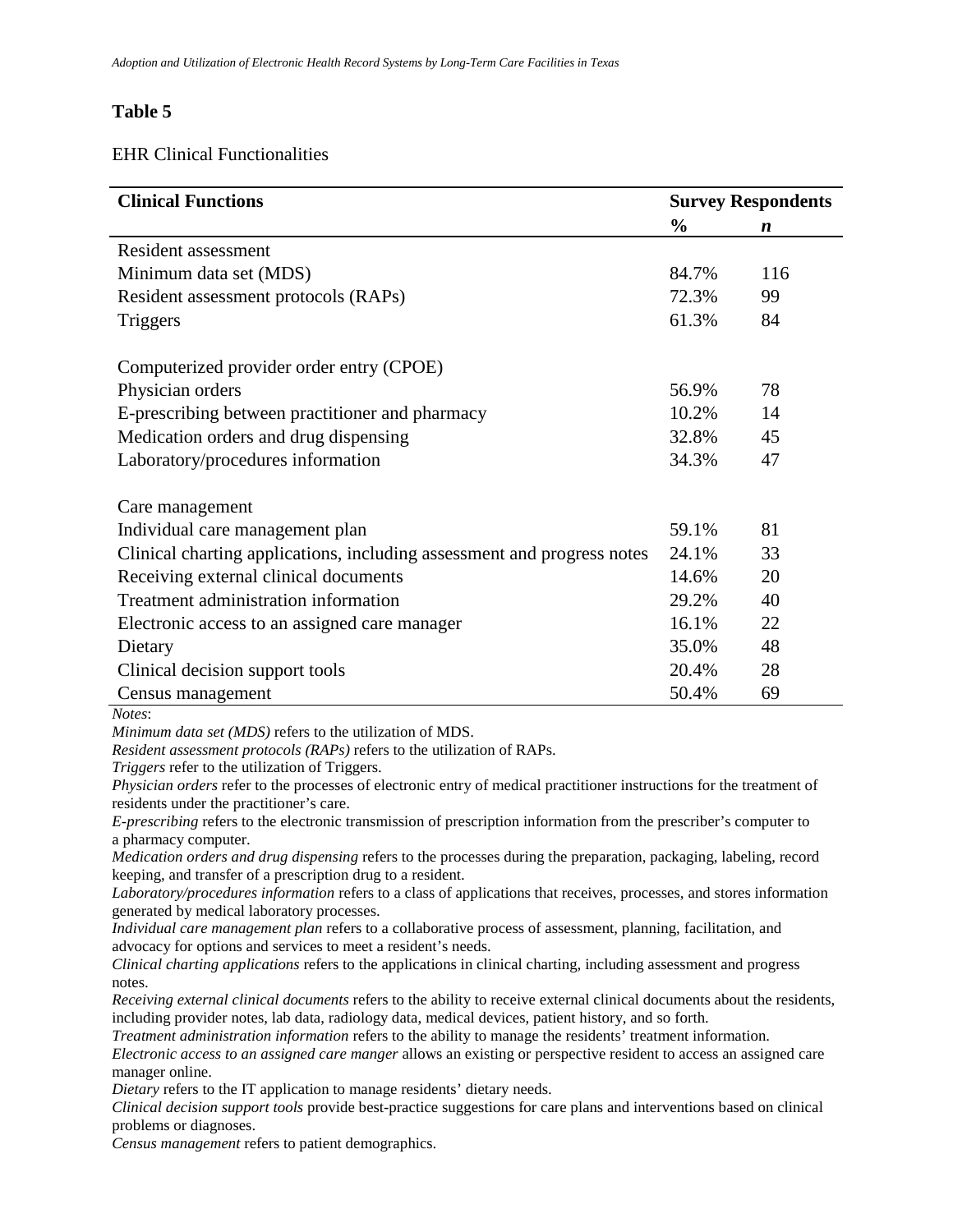**Table 5**

EHR Clinical Functionalities

| Clinical Functions | Survey Respondents | |
|---|---|---|
| | **%** | ***n*** |
| Resident assessment | | |
| Minimum data set (MDS) | 84.7% | 116 |
| Resident assessment protocols (RAPs) | 72.3% | 99 |
| Triggers | 61.3% | 84 |
| | | |
| Computerized provider order entry (CPOE) | | |
| Physician orders | 56.9% | 78 |
| E-prescribing between practitioner and pharmacy | 10.2% | 14 |
| Medication orders and drug dispensing | 32.8% | 45 |
| Laboratory/procedures information | 34.3% | 47 |
| | | |
| Care management | | |
| Individual care management plan | 59.1% | 81 |
| Clinical charting applications, including assessment and progress notes | 24.1% | 33 |
| Receiving external clinical documents | 14.6% | 20 |
| Treatment administration information | 29.2% | 40 |
| Electronic access to an assigned care manager | 16.1% | 22 |
| Dietary | 35.0% | 48 |
| Clinical decision support tools | 20.4% | 28 |
| Census management | 50.4% | 69 |

*Notes*:
*Minimum data set (MDS)* refers to the utilization of MDS.
*Resident assessment protocols (RAPs)* refers to the utilization of RAPs.
*Triggers* refer to the utilization of Triggers.
*Physician orders* refer to the processes of electronic entry of medical practitioner instructions for the treatment of residents under the practitioner's care.
*E-prescribing* refers to the electronic transmission of prescription information from the prescriber's computer to a pharmacy computer.
*Medication orders and drug dispensing* refers to the processes during the preparation, packaging, labeling, record keeping, and transfer of a prescription drug to a resident.
*Laboratory/procedures information* refers to a class of applications that receives, processes, and stores information generated by medical laboratory processes.
*Individual care management plan* refers to a collaborative process of assessment, planning, facilitation, and advocacy for options and services to meet a resident's needs.
*Clinical charting applications* refers to the applications in clinical charting, including assessment and progress notes.
*Receiving external clinical documents* refers to the ability to receive external clinical documents about the residents, including provider notes, lab data, radiology data, medical devices, patient history, and so forth.
*Treatment administration information* refers to the ability to manage the residents' treatment information.
*Electronic access to an assigned care manger* allows an existing or perspective resident to access an assigned care manager online.
*Dietary* refers to the IT application to manage residents' dietary needs.
*Clinical decision support tools* provide best-practice suggestions for care plans and interventions based on clinical problems or diagnoses.
*Census management* refers to patient demographics.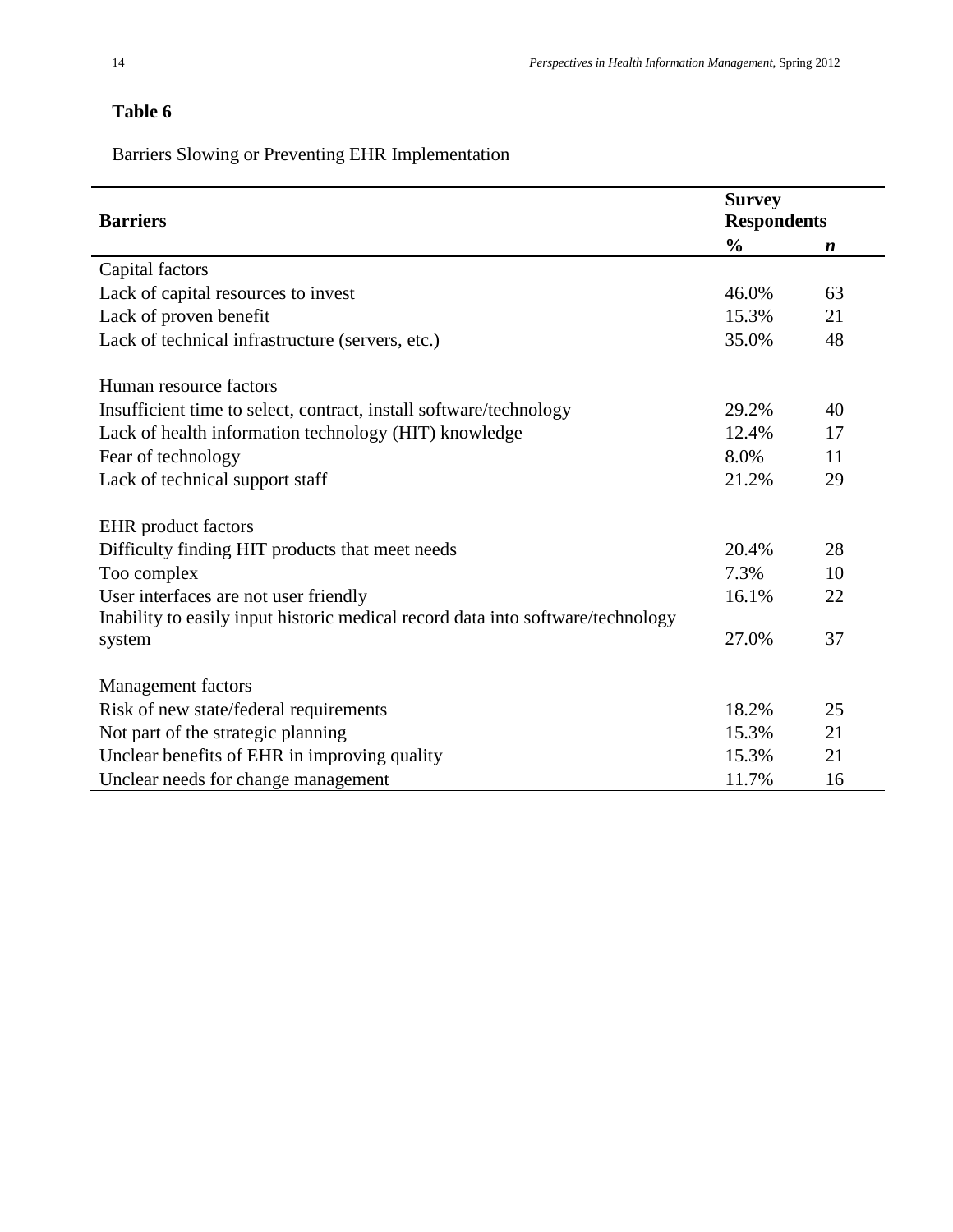**Table 6**

Barriers Slowing or Preventing EHR Implementation

| Barriers | Survey Respondents | |
|---|---|---|
| | % | *n* |
| Capital factors | | |
| Lack of capital resources to invest | 46.0% | 63 |
| Lack of proven benefit | 15.3% | 21 |
| Lack of technical infrastructure (servers, etc.) | 35.0% | 48 |
| Human resource factors | | |
| Insufficient time to select, contract, install software/technology | 29.2% | 40 |
| Lack of health information technology (HIT) knowledge | 12.4% | 17 |
| Fear of technology | 8.0% | 11 |
| Lack of technical support staff | 21.2% | 29 |
| EHR product factors | | |
| Difficulty finding HIT products that meet needs | 20.4% | 28 |
| Too complex | 7.3% | 10 |
| User interfaces are not user friendly | 16.1% | 22 |
| Inability to easily input historic medical record data into software/technology system | 27.0% | 37 |
| Management factors | | |
| Risk of new state/federal requirements | 18.2% | 25 |
| Not part of the strategic planning | 15.3% | 21 |
| Unclear benefits of EHR in improving quality | 15.3% | 21 |
| Unclear needs for change management | 11.7% | 16 |